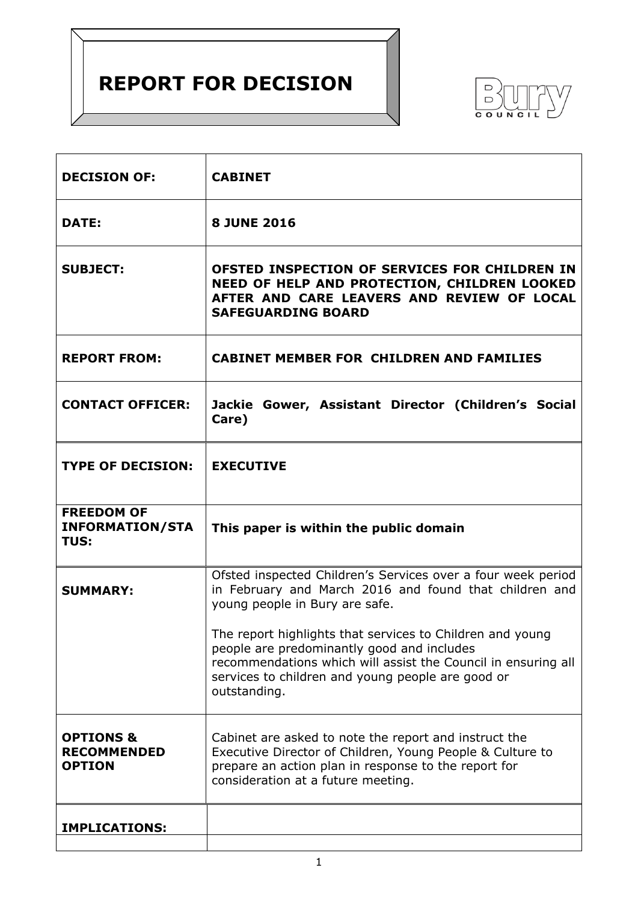# REPORT FOR DECISION

Bury COUNCIL

| | |
|---|---|
| **DECISION OF:** | **CABINET** |
| **DATE:** | **8 JUNE 2016** |
| **SUBJECT:** | **OFSTED INSPECTION OF SERVICES FOR CHILDREN IN NEED OF HELP AND PROTECTION, CHILDREN LOOKED AFTER AND CARE LEAVERS AND REVIEW OF LOCAL SAFEGUARDING BOARD** |
| **REPORT FROM:** | **CABINET MEMBER FOR CHILDREN AND FAMILIES** |
| **CONTACT OFFICER:** | **Jackie Gower, Assistant Director (Children's Social Care)** |
| **TYPE OF DECISION:** | **EXECUTIVE** |
| **FREEDOM OF INFORMATION/STATUS:** | **This paper is within the public domain** |
| **SUMMARY:** | Ofsted inspected Children's Services over a four week period in February and March 2016 and found that children and young people in Bury are safe.<br><br>The report highlights that services to Children and young people are predominantly good and includes recommendations which will assist the Council in ensuring all services to children and young people are good or outstanding. |
| **OPTIONS & RECOMMENDED OPTION** | Cabinet are asked to note the report and instruct the Executive Director of Children, Young People & Culture to prepare an action plan in response to the report for consideration at a future meeting. |
| **IMPLICATIONS:** | |
| | |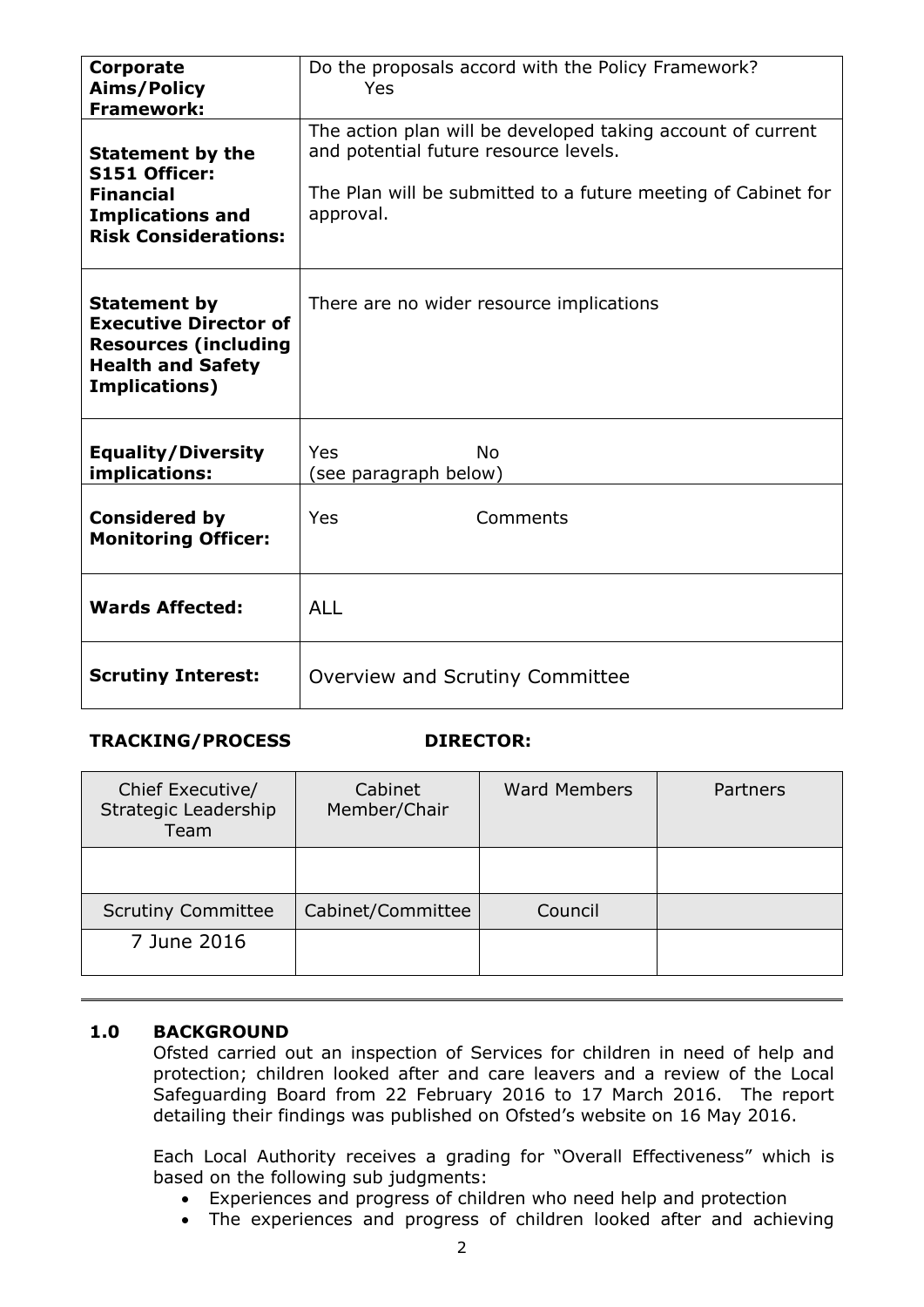| | |
|---|---|
| **Corporate Aims/Policy Framework:** | Do the proposals accord with the Policy Framework? Yes |
| **Statement by the S151 Officer: Financial Implications and Risk Considerations:** | The action plan will be developed taking account of current and potential future resource levels.<br><br>The Plan will be submitted to a future meeting of Cabinet for approval. |
| **Statement by Executive Director of Resources (including Health and Safety Implications)** | There are no wider resource implications |
| **Equality/Diversity implications:** | Yes No<br>(see paragraph below) |
| **Considered by Monitoring Officer:** | Yes Comments |
| **Wards Affected:** | ALL |
| **Scrutiny Interest:** | Overview and Scrutiny Committee |

**TRACKING/PROCESS DIRECTOR:**

| Chief Executive/ Strategic Leadership Team | Cabinet Member/Chair | Ward Members | Partners |
|---|---|---|---|
| | | | |
| Scrutiny Committee | Cabinet/Committee | Council | |
| 7 June 2016 | | | |

## 1.0 BACKGROUND

Ofsted carried out an inspection of Services for children in need of help and protection; children looked after and care leavers and a review of the Local Safeguarding Board from 22 February 2016 to 17 March 2016. The report detailing their findings was published on Ofsted's website on 16 May 2016.

Each Local Authority receives a grading for "Overall Effectiveness" which is based on the following sub judgments:

- Experiences and progress of children who need help and protection
- The experiences and progress of children looked after and achieving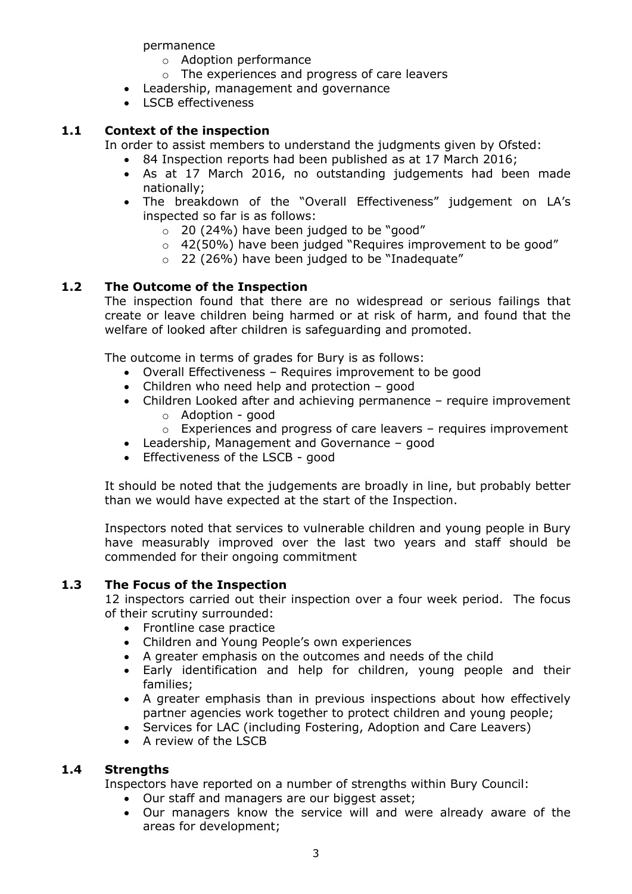permanence
  - Adoption performance
  - The experiences and progress of care leavers
- Leadership, management and governance
- LSCB effectiveness

## 1.1 Context of the inspection

In order to assist members to understand the judgments given by Ofsted:

- 84 Inspection reports had been published as at 17 March 2016;
- As at 17 March 2016, no outstanding judgements had been made nationally;
- The breakdown of the "Overall Effectiveness" judgement on LA's inspected so far is as follows:
  - 20 (24%) have been judged to be "good"
  - 42(50%) have been judged "Requires improvement to be good"
  - 22 (26%) have been judged to be "Inadequate"

## 1.2 The Outcome of the Inspection

The inspection found that there are no widespread or serious failings that create or leave children being harmed or at risk of harm, and found that the welfare of looked after children is safeguarding and promoted.

The outcome in terms of grades for Bury is as follows:

- Overall Effectiveness – Requires improvement to be good
- Children who need help and protection – good
- Children Looked after and achieving permanence – require improvement
  - Adoption - good
  - Experiences and progress of care leavers – requires improvement
- Leadership, Management and Governance – good
- Effectiveness of the LSCB - good

It should be noted that the judgements are broadly in line, but probably better than we would have expected at the start of the Inspection.

Inspectors noted that services to vulnerable children and young people in Bury have measurably improved over the last two years and staff should be commended for their ongoing commitment

## 1.3 The Focus of the Inspection

12 inspectors carried out their inspection over a four week period. The focus of their scrutiny surrounded:

- Frontline case practice
- Children and Young People's own experiences
- A greater emphasis on the outcomes and needs of the child
- Early identification and help for children, young people and their families;
- A greater emphasis than in previous inspections about how effectively partner agencies work together to protect children and young people;
- Services for LAC (including Fostering, Adoption and Care Leavers)
- A review of the LSCB

## 1.4 Strengths

Inspectors have reported on a number of strengths within Bury Council:

- Our staff and managers are our biggest asset;
- Our managers know the service will and were already aware of the areas for development;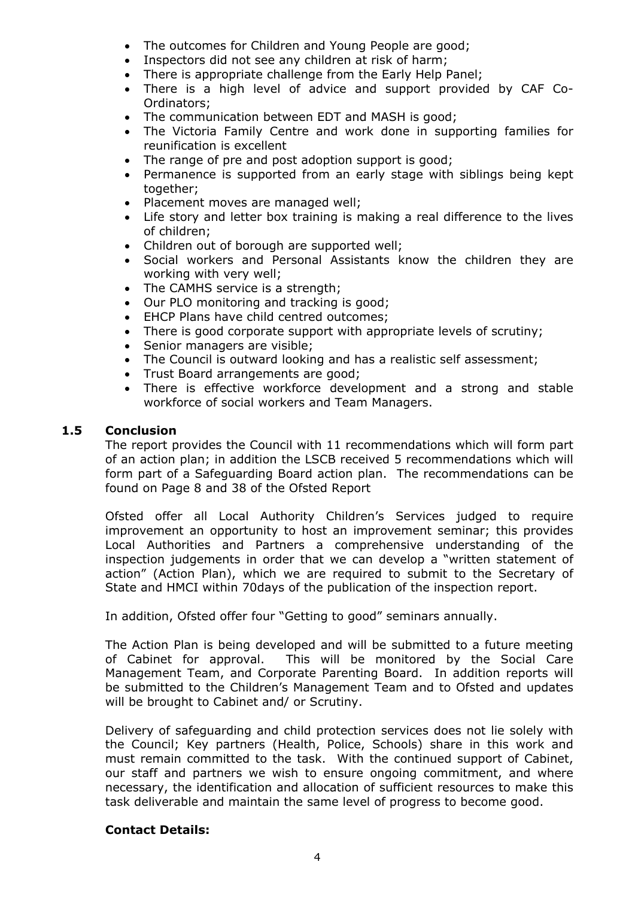- The outcomes for Children and Young People are good;
- Inspectors did not see any children at risk of harm;
- There is appropriate challenge from the Early Help Panel;
- There is a high level of advice and support provided by CAF Co-Ordinators;
- The communication between EDT and MASH is good;
- The Victoria Family Centre and work done in supporting families for reunification is excellent
- The range of pre and post adoption support is good;
- Permanence is supported from an early stage with siblings being kept together;
- Placement moves are managed well;
- Life story and letter box training is making a real difference to the lives of children;
- Children out of borough are supported well;
- Social workers and Personal Assistants know the children they are working with very well;
- The CAMHS service is a strength;
- Our PLO monitoring and tracking is good;
- EHCP Plans have child centred outcomes;
- There is good corporate support with appropriate levels of scrutiny;
- Senior managers are visible;
- The Council is outward looking and has a realistic self assessment;
- Trust Board arrangements are good;
- There is effective workforce development and a strong and stable workforce of social workers and Team Managers.

## 1.5 Conclusion

The report provides the Council with 11 recommendations which will form part of an action plan; in addition the LSCB received 5 recommendations which will form part of a Safeguarding Board action plan. The recommendations can be found on Page 8 and 38 of the Ofsted Report

Ofsted offer all Local Authority Children's Services judged to require improvement an opportunity to host an improvement seminar; this provides Local Authorities and Partners a comprehensive understanding of the inspection judgements in order that we can develop a "written statement of action" (Action Plan), which we are required to submit to the Secretary of State and HMCI within 70days of the publication of the inspection report.

In addition, Ofsted offer four "Getting to good" seminars annually.

The Action Plan is being developed and will be submitted to a future meeting of Cabinet for approval. This will be monitored by the Social Care Management Team, and Corporate Parenting Board. In addition reports will be submitted to the Children's Management Team and to Ofsted and updates will be brought to Cabinet and/ or Scrutiny.

Delivery of safeguarding and child protection services does not lie solely with the Council; Key partners (Health, Police, Schools) share in this work and must remain committed to the task. With the continued support of Cabinet, our staff and partners we wish to ensure ongoing commitment, and where necessary, the identification and allocation of sufficient resources to make this task deliverable and maintain the same level of progress to become good.

**Contact Details:**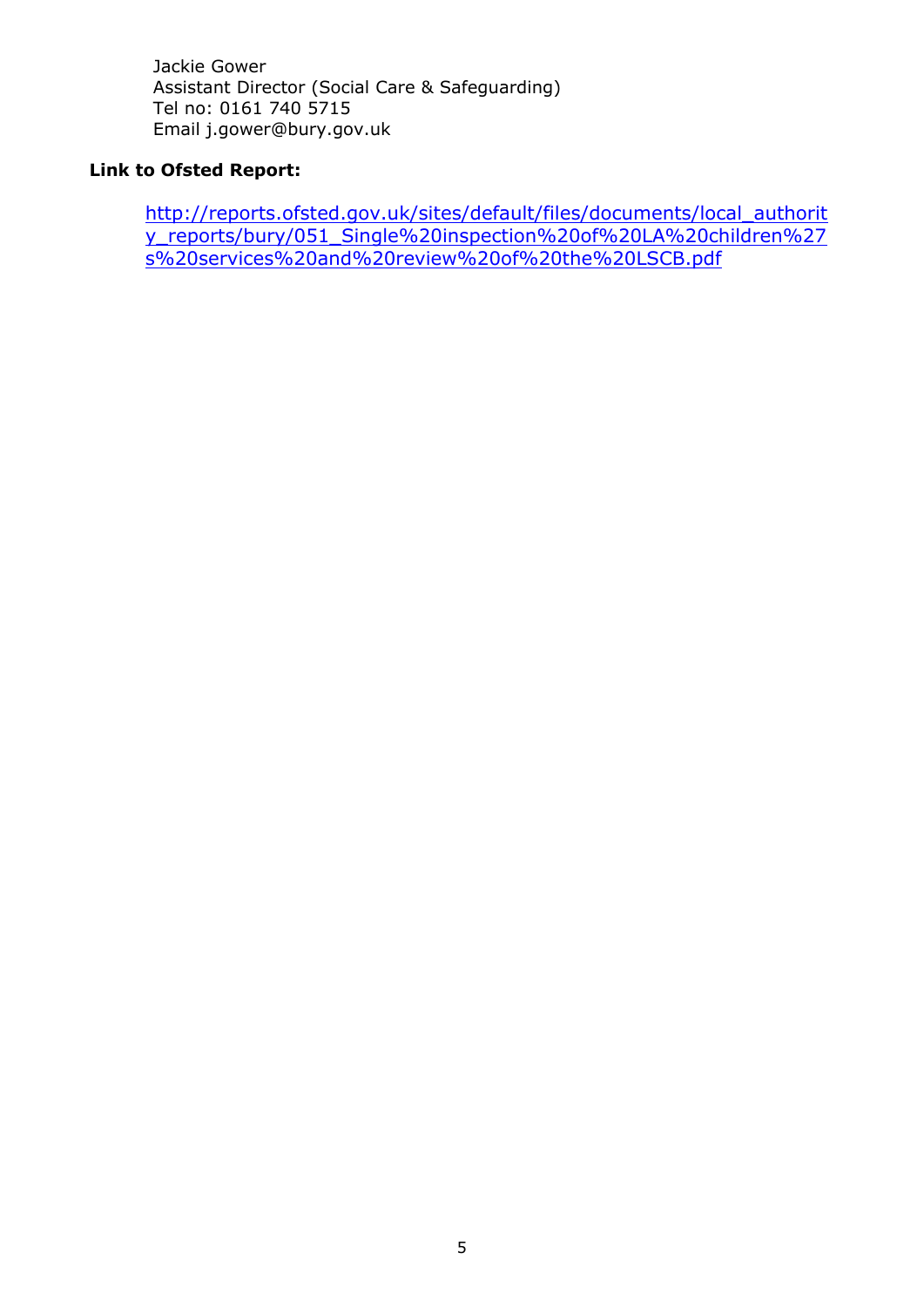Jackie Gower  
Assistant Director (Social Care & Safeguarding)  
Tel no: 0161 740 5715  
Email j.gower@bury.gov.uk

**Link to Ofsted Report:**

http://reports.ofsted.gov.uk/sites/default/files/documents/local_authority_reports/bury/051_Single%20inspection%20of%20LA%20children%27s%20services%20and%20review%20of%20the%20LSCB.pdf